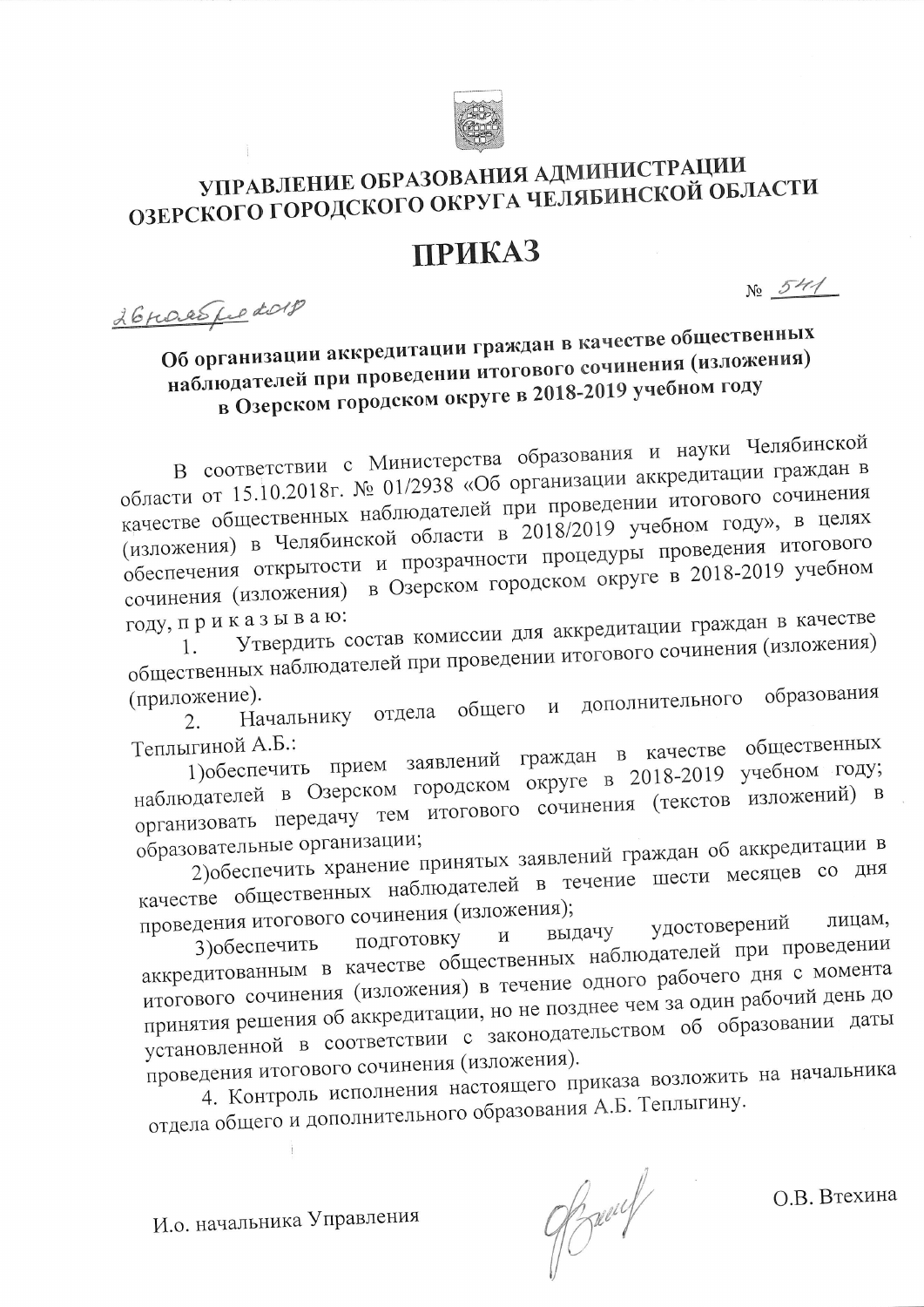# УПРАВЛЕНИЕ ОБРАЗОВАНИЯ АДМИНИСТРАЦИИ ОЗЕРСКОГО ГОРОДСКОГО ОКРУГА ЧЕЛЯБИНСКОЙ ОБЛАСТИ

# ПРИКАЗ

26 ноября 2018 № 541

**Об организации аккредитации граждан в качестве общественных наблюдателей при проведении итогового сочинения (изложения) в Озерском городском округе в 2018-2019 учебном году**

В соответствии с Министерства образования и науки Челябинской области от 15.10.2018г. № 01/2938 «Об организации аккредитации граждан в качестве общественных наблюдателей при проведении итогового сочинения (изложения) в Челябинской области в 2018/2019 учебном году», в целях обеспечения открытости и прозрачности процедуры проведения итогового сочинения (изложения) в Озерском городском округе в 2018-2019 учебном году, п р и к а з ы в а ю:

1. Утвердить состав комиссии для аккредитации граждан в качестве общественных наблюдателей при проведении итогового сочинения (изложения) (приложение).
2. Начальнику отдела общего и дополнительного образования Теплыгиной А.Б.:

1)обеспечить прием заявлений граждан в качестве общественных наблюдателей в Озерском городском округе в 2018-2019 учебном году; организовать передачу тем итогового сочинения (текстов изложений) в образовательные организации;

2)обеспечить хранение принятых заявлений граждан об аккредитации в качестве общественных наблюдателей в течение шести месяцев со дня проведения итогового сочинения (изложения);

3)обеспечить подготовку и выдачу удостоверений лицам, аккредитованным в качестве общественных наблюдателей при проведении итогового сочинения (изложения) в течение одного рабочего дня с момента принятия решения об аккредитации, но не позднее чем за один рабочий день до установленной в соответствии с законодательством об образовании даты проведения итогового сочинения (изложения).

4. Контроль исполнения настоящего приказа возложить на начальника отдела общего и дополнительного образования А.Б. Теплыгину.

И.о. начальника Управления О.В. Втехина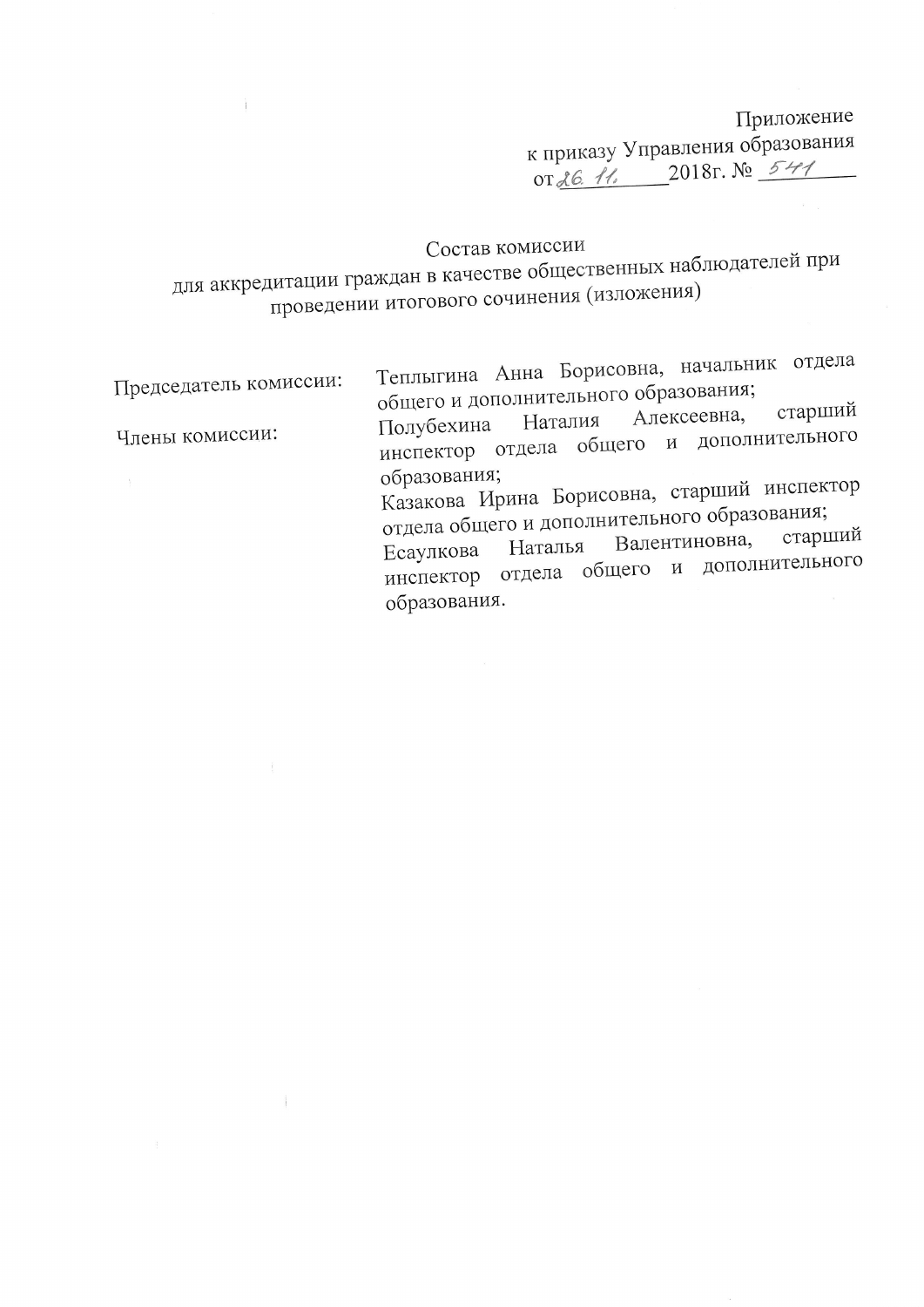Приложение
к приказу Управления образования
от 26.11. 2018г. № 541

Состав комиссии
для аккредитации граждан в качестве общественных наблюдателей при проведении итогового сочинения (изложения)

Председатель комиссии: Теплыгина Анна Борисовна, начальник отдела общего и дополнительного образования;

Члены комиссии: Полубехина Наталия Алексеевна, старший инспектор отдела общего и дополнительного образования;
Казакова Ирина Борисовна, старший инспектор отдела общего и дополнительного образования;
Есаулкова Наталья Валентиновна, старший инспектор отдела общего и дополнительного образования.